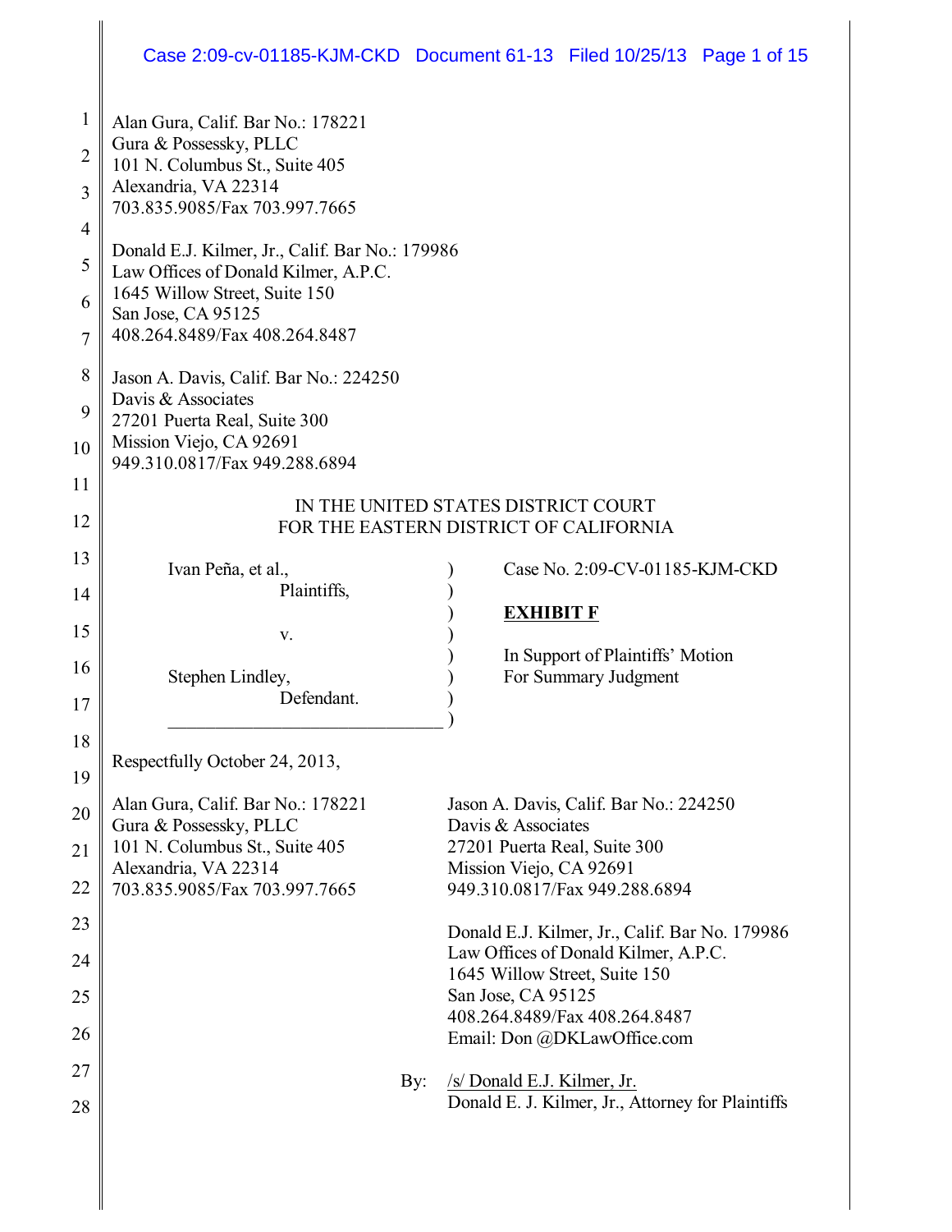Alan Gura, Calif. Bar No.: 178221
Gura & Possessky, PLLC
101 N. Columbus St., Suite 405
Alexandria, VA 22314
703.835.9085/Fax 703.997.7665

Donald E.J. Kilmer, Jr., Calif. Bar No.: 179986
Law Offices of Donald Kilmer, A.P.C.
1645 Willow Street, Suite 150
San Jose, CA 95125
408.264.8489/Fax 408.264.8487

Jason A. Davis, Calif. Bar No.: 224250
Davis & Associates
27201 Puerta Real, Suite 300
Mission Viejo, CA 92691
949.310.0817/Fax 949.288.6894

IN THE UNITED STATES DISTRICT COURT
FOR THE EASTERN DISTRICT OF CALIFORNIA

| | |
|---|---|
| Ivan Peña, et al., Plaintiffs, | Case No. 2:09-CV-01185-KJM-CKD |
| v. | **EXHIBIT F** |
| Stephen Lindley, Defendant. | In Support of Plaintiffs' Motion For Summary Judgment |

Respectfully October 24, 2013,

Alan Gura, Calif. Bar No.: 178221
Gura & Possessky, PLLC
101 N. Columbus St., Suite 405
Alexandria, VA 22314
703.835.9085/Fax 703.997.7665

Jason A. Davis, Calif. Bar No.: 224250
Davis & Associates
27201 Puerta Real, Suite 300
Mission Viejo, CA 92691
949.310.0817/Fax 949.288.6894

Donald E.J. Kilmer, Jr., Calif. Bar No. 179986
Law Offices of Donald Kilmer, A.P.C.
1645 Willow Street, Suite 150
San Jose, CA 95125
408.264.8489/Fax 408.264.8487
Email: Don @DKLawOffice.com

By: /s/ Donald E.J. Kilmer, Jr.
Donald E. J. Kilmer, Jr., Attorney for Plaintiffs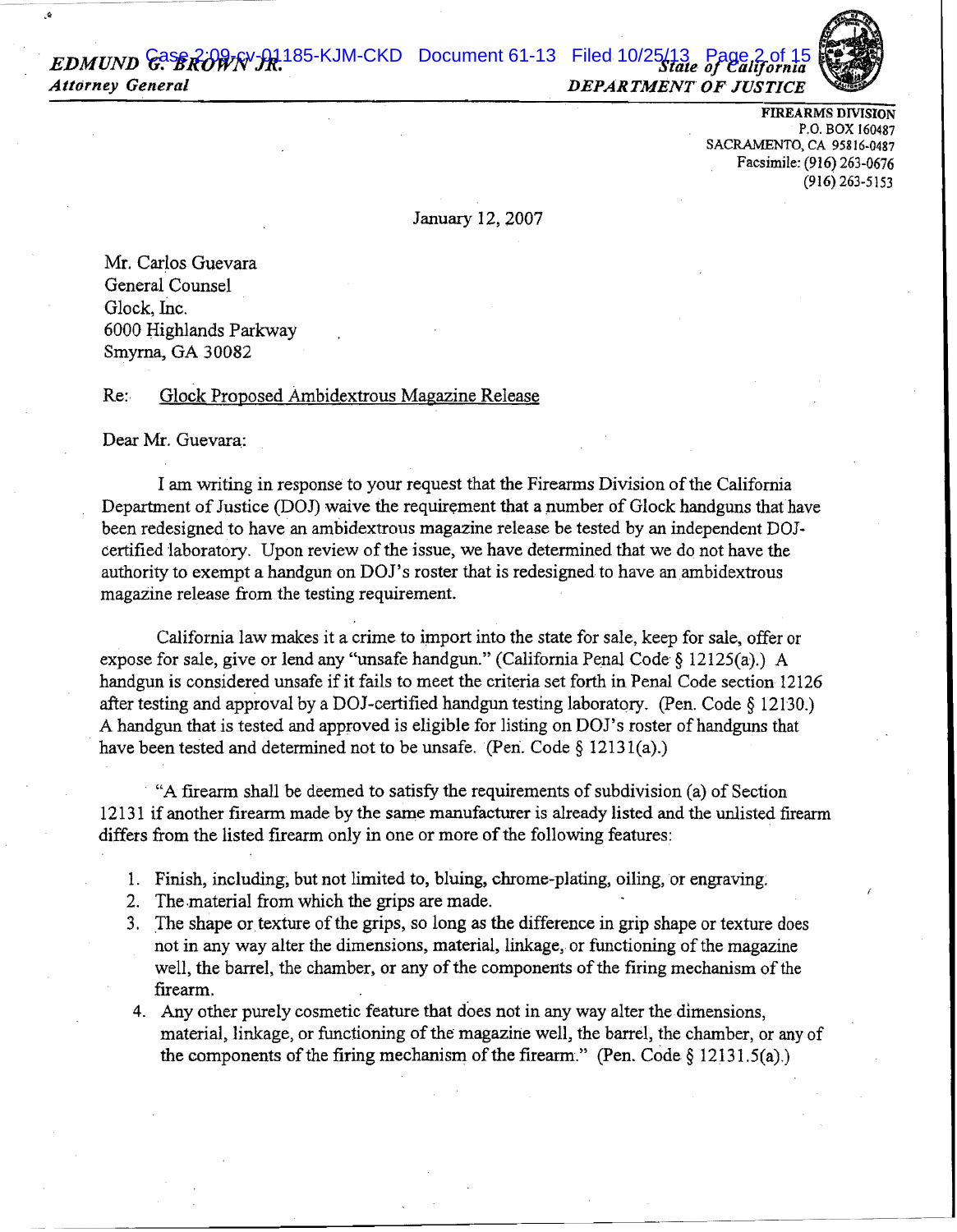EDMUND G. BROWN JR.
*Attorney General*

*State of California*
*DEPARTMENT OF JUSTICE*

FIREARMS DIVISION
P.O. BOX 160487
SACRAMENTO, CA 95816-0487
Facsimile: (916) 263-0676
(916) 263-5153

January 12, 2007

Mr. Carlos Guevara
General Counsel
Glock, Inc.
6000 Highlands Parkway
Smyrna, GA 30082

Re: Glock Proposed Ambidextrous Magazine Release

Dear Mr. Guevara:

I am writing in response to your request that the Firearms Division of the California Department of Justice (DOJ) waive the requirement that a number of Glock handguns that have been redesigned to have an ambidextrous magazine release be tested by an independent DOJ-certified laboratory. Upon review of the issue, we have determined that we do not have the authority to exempt a handgun on DOJ's roster that is redesigned to have an ambidextrous magazine release from the testing requirement.

California law makes it a crime to import into the state for sale, keep for sale, offer or expose for sale, give or lend any "unsafe handgun." (California Penal Code § 12125(a).) A handgun is considered unsafe if it fails to meet the criteria set forth in Penal Code section 12126 after testing and approval by a DOJ-certified handgun testing laboratory. (Pen. Code § 12130.) A handgun that is tested and approved is eligible for listing on DOJ's roster of handguns that have been tested and determined not to be unsafe. (Pen. Code § 12131(a).)

"A firearm shall be deemed to satisfy the requirements of subdivision (a) of Section 12131 if another firearm made by the same manufacturer is already listed and the unlisted firearm differs from the listed firearm only in one or more of the following features:

1. Finish, including, but not limited to, bluing, chrome-plating, oiling, or engraving.
2. The material from which the grips are made.
3. The shape or texture of the grips, so long as the difference in grip shape or texture does not in any way alter the dimensions, material, linkage, or functioning of the magazine well, the barrel, the chamber, or any of the components of the firing mechanism of the firearm.
4. Any other purely cosmetic feature that does not in any way alter the dimensions, material, linkage, or functioning of the magazine well, the barrel, the chamber, or any of the components of the firing mechanism of the firearm." (Pen. Code § 12131.5(a).)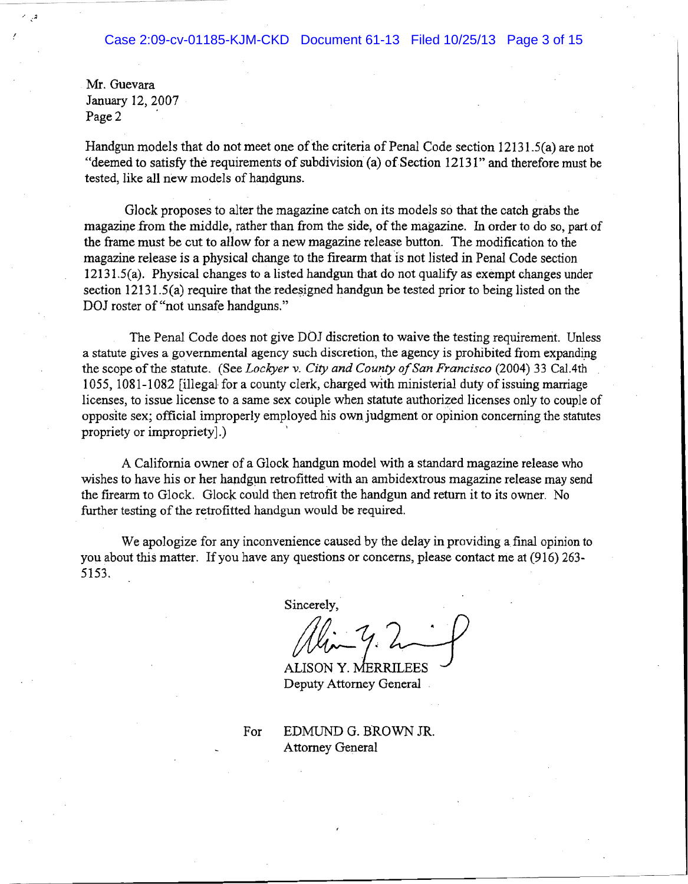Mr. Guevara
January 12, 2007
Page 2

Handgun models that do not meet one of the criteria of Penal Code section 12131.5(a) are not "deemed to satisfy the requirements of subdivision (a) of Section 12131" and therefore must be tested, like all new models of handguns.

Glock proposes to alter the magazine catch on its models so that the catch grabs the magazine from the middle, rather than from the side, of the magazine. In order to do so, part of the frame must be cut to allow for a new magazine release button. The modification to the magazine release is a physical change to the firearm that is not listed in Penal Code section 12131.5(a). Physical changes to a listed handgun that do not qualify as exempt changes under section 12131.5(a) require that the redesigned handgun be tested prior to being listed on the DOJ roster of "not unsafe handguns."

The Penal Code does not give DOJ discretion to waive the testing requirement. Unless a statute gives a governmental agency such discretion, the agency is prohibited from expanding the scope of the statute. (See *Lockyer v. City and County of San Francisco* (2004) 33 Cal.4th 1055, 1081-1082 [illegal for a county clerk, charged with ministerial duty of issuing marriage licenses, to issue license to a same sex couple when statute authorized licenses only to couple of opposite sex; official improperly employed his own judgment or opinion concerning the statutes propriety or impropriety].)

A California owner of a Glock handgun model with a standard magazine release who wishes to have his or her handgun retrofitted with an ambidextrous magazine release may send the firearm to Glock. Glock could then retrofit the handgun and return it to its owner. No further testing of the retrofitted handgun would be required.

We apologize for any inconvenience caused by the delay in providing a final opinion to you about this matter. If you have any questions or concerns, please contact me at (916) 263-5153.

Sincerely,

ALISON Y. MERRILEES
Deputy Attorney General

For EDMUND G. BROWN JR.
Attorney General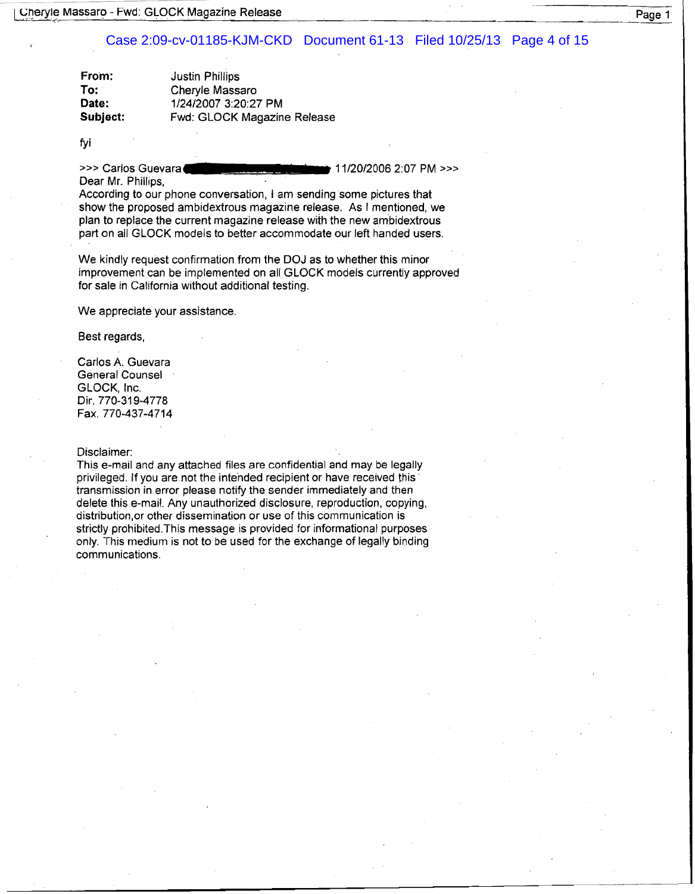**From:** Justin Phillips
**To:** Cheryle Massaro
**Date:** 1/24/2007 3:20:27 PM
**Subject:** Fwd: GLOCK Magazine Release

fyi

>>> Carlos Guevara [redacted] 11/20/2006 2:07 PM >>>
Dear Mr. Phillips,
According to our phone conversation, I am sending some pictures that show the proposed ambidextrous magazine release. As I mentioned, we plan to replace the current magazine release with the new ambidextrous part on all GLOCK models to better accommodate our left handed users.

We kindly request confirmation from the DOJ as to whether this minor improvement can be implemented on all GLOCK models currently approved for sale in California without additional testing.

We appreciate your assistance.

Best regards,

Carlos A. Guevara
General Counsel
GLOCK, Inc.
Dir. 770-319-4778
Fax. 770-437-4714

Disclaimer:
This e-mail and any attached files are confidential and may be legally privileged. If you are not the intended recipient or have received this transmission in error please notify the sender immediately and then delete this e-mail. Any unauthorized disclosure, reproduction, copying, distribution,or other dissemination or use of this communication is strictly prohibited.This message is provided for informational purposes only. This medium is not to be used for the exchange of legally binding communications.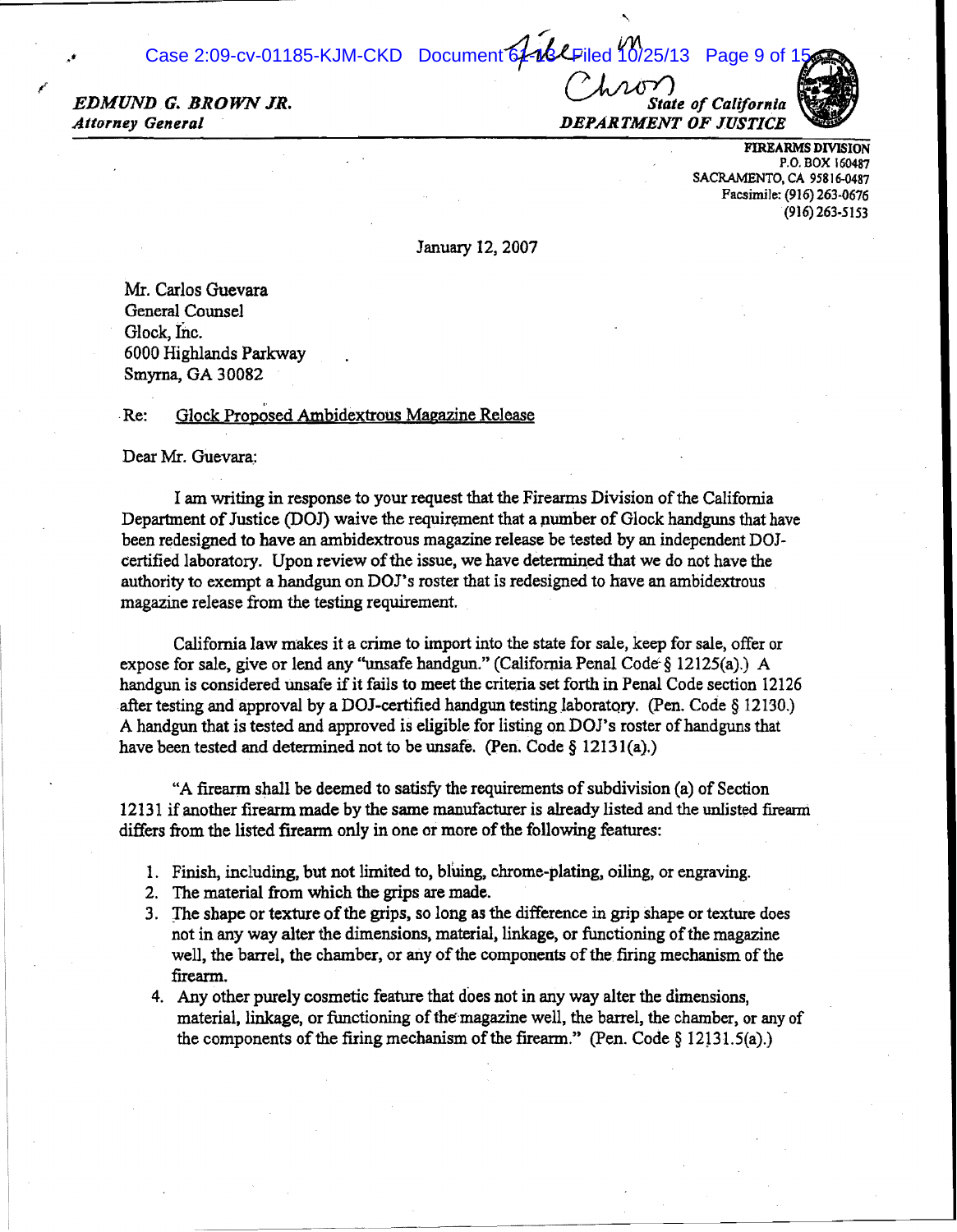*EDMUND G. BROWN JR.*
*Attorney General*

*State of California*
*DEPARTMENT OF JUSTICE*

**FIREARMS DIVISION**
P.O. BOX 160487
SACRAMENTO, CA 95816-0487
Facsimile: (916) 263-0676
(916) 263-5153

January 12, 2007

Mr. Carlos Guevara
General Counsel
Glock, Inc.
6000 Highlands Parkway
Smyrna, GA 30082

Re: Glock Proposed Ambidextrous Magazine Release

Dear Mr. Guevara:

I am writing in response to your request that the Firearms Division of the California Department of Justice (DOJ) waive the requirement that a number of Glock handguns that have been redesigned to have an ambidextrous magazine release be tested by an independent DOJ-certified laboratory. Upon review of the issue, we have determined that we do not have the authority to exempt a handgun on DOJ's roster that is redesigned to have an ambidextrous magazine release from the testing requirement.

California law makes it a crime to import into the state for sale, keep for sale, offer or expose for sale, give or lend any "unsafe handgun." (California Penal Code § 12125(a).) A handgun is considered unsafe if it fails to meet the criteria set forth in Penal Code section 12126 after testing and approval by a DOJ-certified handgun testing laboratory. (Pen. Code § 12130.) A handgun that is tested and approved is eligible for listing on DOJ's roster of handguns that have been tested and determined not to be unsafe. (Pen. Code § 12131(a).)

"A firearm shall be deemed to satisfy the requirements of subdivision (a) of Section 12131 if another firearm made by the same manufacturer is already listed and the unlisted firearm differs from the listed firearm only in one or more of the following features:

1. Finish, including, but not limited to, bluing, chrome-plating, oiling, or engraving.
2. The material from which the grips are made.
3. The shape or texture of the grips, so long as the difference in grip shape or texture does not in any way alter the dimensions, material, linkage, or functioning of the magazine well, the barrel, the chamber, or any of the components of the firing mechanism of the firearm.
4. Any other purely cosmetic feature that does not in any way alter the dimensions, material, linkage, or functioning of the magazine well, the barrel, the chamber, or any of the components of the firing mechanism of the firearm." (Pen. Code § 12131.5(a).)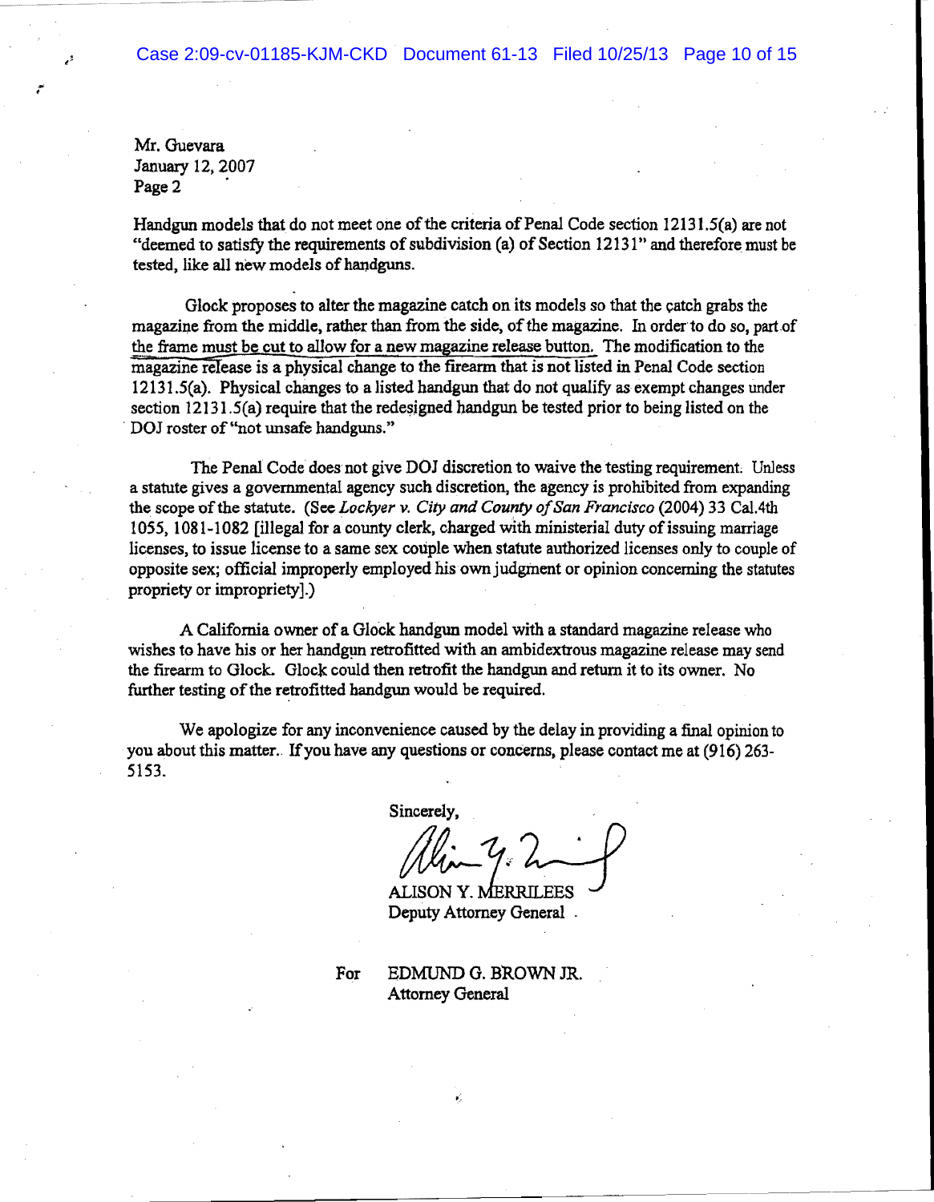Mr. Guevara
January 12, 2007
Page 2

Handgun models that do not meet one of the criteria of Penal Code section 12131.5(a) are not "deemed to satisfy the requirements of subdivision (a) of Section 12131" and therefore must be tested, like all new models of handguns.

Glock proposes to alter the magazine catch on its models so that the catch grabs the magazine from the middle, rather than from the side, of the magazine. In order to do so, part of the frame must be cut to allow for a new magazine release button. The modification to the magazine release is a physical change to the firearm that is not listed in Penal Code section 12131.5(a). Physical changes to a listed handgun that do not qualify as exempt changes under section 12131.5(a) require that the redesigned handgun be tested prior to being listed on the DOJ roster of "not unsafe handguns."

The Penal Code does not give DOJ discretion to waive the testing requirement. Unless a statute gives a governmental agency such discretion, the agency is prohibited from expanding the scope of the statute. (See *Lockyer v. City and County of San Francisco* (2004) 33 Cal.4th 1055, 1081-1082 [illegal for a county clerk, charged with ministerial duty of issuing marriage licenses, to issue license to a same sex couple when statute authorized licenses only to couple of opposite sex; official improperly employed his own judgment or opinion concerning the statutes propriety or impropriety].)

A California owner of a Glock handgun model with a standard magazine release who wishes to have his or her handgun retrofitted with an ambidextrous magazine release may send the firearm to Glock. Glock could then retrofit the handgun and return it to its owner. No further testing of the retrofitted handgun would be required.

We apologize for any inconvenience caused by the delay in providing a final opinion to you about this matter. If you have any questions or concerns, please contact me at (916) 263-5153.

Sincerely,

ALISON Y. MERRILEES
Deputy Attorney General

For EDMUND G. BROWN JR.
Attorney General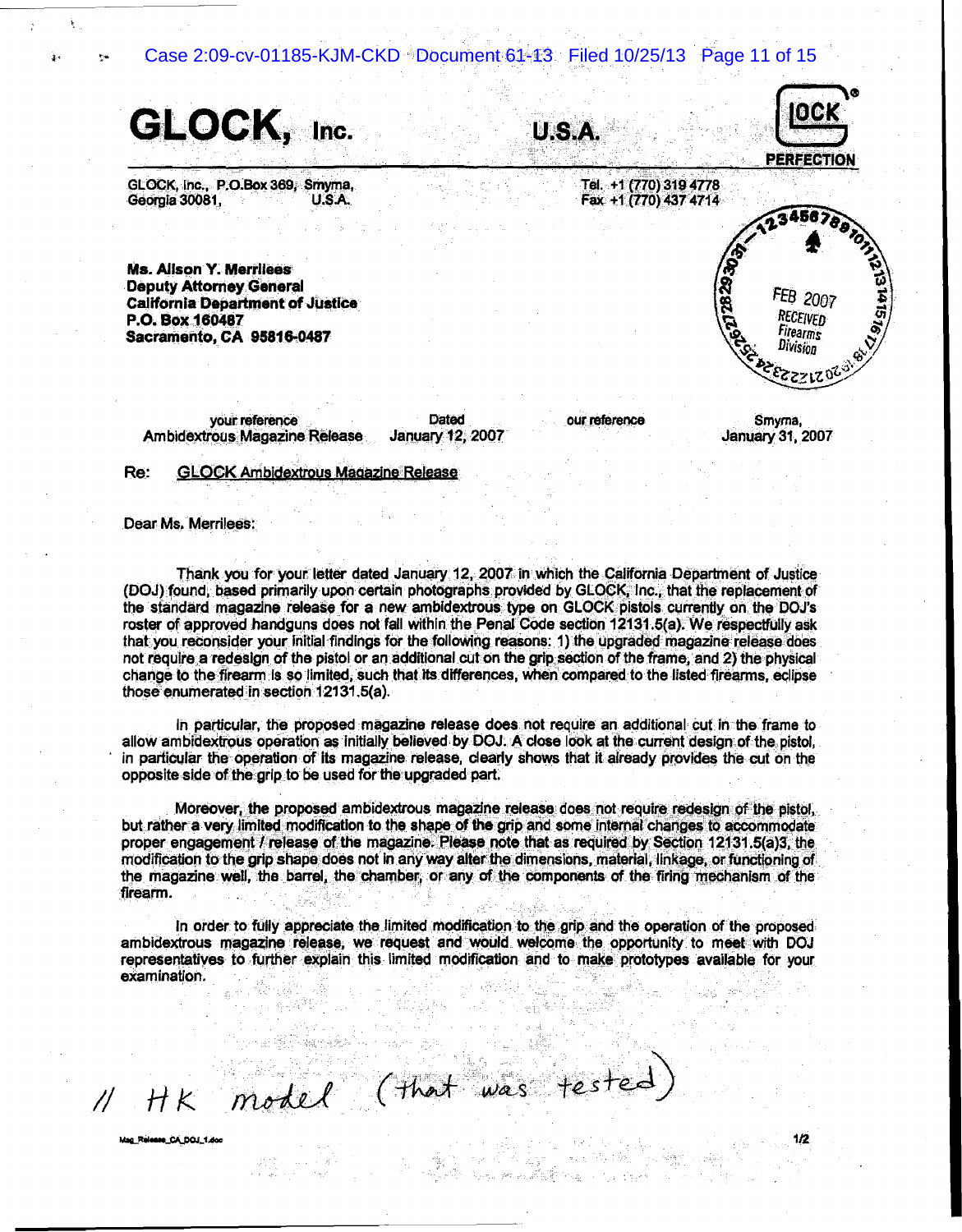# GLOCK, Inc. U.S.A.

PERFECTION

GLOCK, Inc., P.O.Box 369, Smyrna, Georgia 30081, U.S.A.

Tel. +1 (770) 319 4778
Fax +1 (770) 437 4714

**Ms. Alison Y. Merrilees**
**Deputy Attorney General**
**California Department of Justice**
**P.O. Box 160487**
**Sacramento, CA 95816-0487**

FEB 2007
RECEIVED
Firearms
Division

| your reference | Dated | our reference | Smyrna, |
|---|---|---|---|
| Ambidextrous Magazine Release | January 12, 2007 | | January 31, 2007 |

Re: GLOCK Ambidextrous Magazine Release

Dear Ms. Merrilees:

Thank you for your letter dated January 12, 2007 in which the California Department of Justice (DOJ) found, based primarily upon certain photographs provided by GLOCK, Inc., that the replacement of the standard magazine release for a new ambidextrous type on GLOCK pistols currently on the DOJ's roster of approved handguns does not fall within the Penal Code section 12131.5(a). We respectfully ask that you reconsider your initial findings for the following reasons: 1) the upgraded magazine release does not require a redesign of the pistol or an additional cut on the grip section of the frame, and 2) the physical change to the firearm is so limited, such that its differences, when compared to the listed firearms, eclipse those enumerated in section 12131.5(a).

In particular, the proposed magazine release does not require an additional cut in the frame to allow ambidextrous operation as initially believed by DOJ. A close look at the current design of the pistol, in particular the operation of its magazine release, clearly shows that it already provides the cut on the opposite side of the grip to be used for the upgraded part.

Moreover, the proposed ambidextrous magazine release does not require redesign of the pistol, but rather a very limited modification to the shape of the grip and some internal changes to accommodate proper engagement / release of the magazine. Please note that as required by Section 12131.5(a)3, the modification to the grip shape does not in any way alter the dimensions, material, linkage, or functioning of the magazine well, the barrel, the chamber, or any of the components of the firing mechanism of the firearm.

In order to fully appreciate the limited modification to the grip and the operation of the proposed ambidextrous magazine release, we request and would welcome the opportunity to meet with DOJ representatives to further explain this limited modification and to make prototypes available for your examination.

// HK model (that was tested)

Mag_Release_CA_DOJ_1.doc

1/2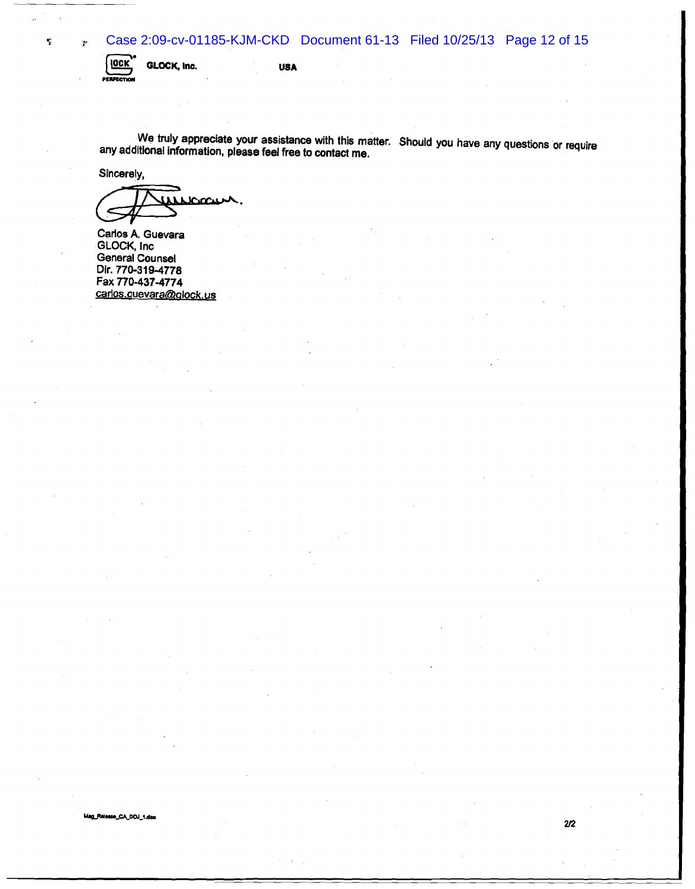GLOCK, Inc. USA

We truly appreciate your assistance with this matter. Should you have any questions or require any additional information, please feel free to contact me.

Sincerely,

Carlos A. Guevara
GLOCK, Inc
General Counsel
Dir. 770-319-4778
Fax 770-437-4774
carlos.guevara@glock.us

Mag_Release_CA_DOJ_1.doc

2/2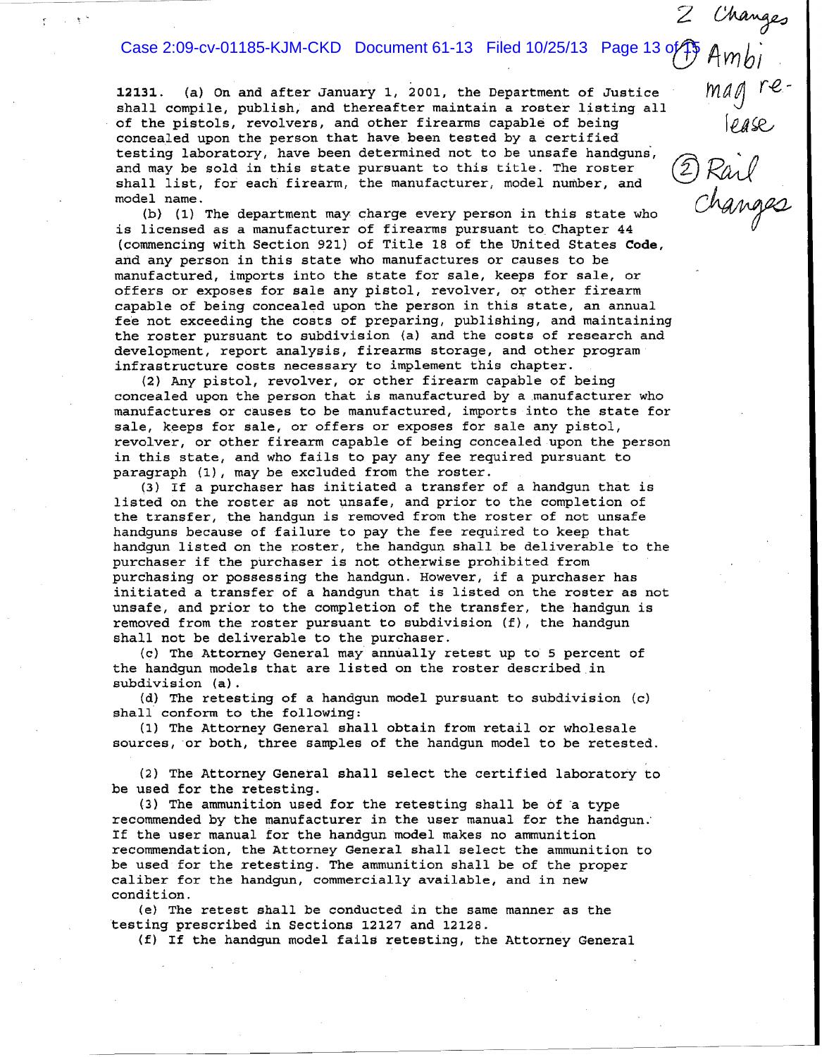2 Changes
(1) Ambi mag release
(2) Rail changes

12131. (a) On and after January 1, 2001, the Department of Justice shall compile, publish, and thereafter maintain a roster listing all of the pistols, revolvers, and other firearms capable of being concealed upon the person that have been tested by a certified testing laboratory, have been determined not to be unsafe handguns, and may be sold in this state pursuant to this title. The roster shall list, for each firearm, the manufacturer, model number, and model name.

(b) (1) The department may charge every person in this state who is licensed as a manufacturer of firearms pursuant to Chapter 44 (commencing with Section 921) of Title 18 of the United States **Code**, and any person in this state who manufactures or causes to be manufactured, imports into the state for sale, keeps for sale, or offers or exposes for sale any pistol, revolver, or other firearm capable of being concealed upon the person in this state, an annual fee not exceeding the costs of preparing, publishing, and maintaining the roster pursuant to subdivision (a) and the costs of research and development, report analysis, firearms storage, and other program infrastructure costs necessary to implement this chapter.

(2) Any pistol, revolver, or other firearm capable of being concealed upon the person that is manufactured by a manufacturer who manufactures or causes to be manufactured, imports into the state for sale, keeps for sale, or offers or exposes for sale any pistol, revolver, or other firearm capable of being concealed upon the person in this state, and who fails to pay any fee required pursuant to paragraph (1), may be excluded from the roster.

(3) If a purchaser has initiated a transfer of a handgun that is listed on the roster as not unsafe, and prior to the completion of the transfer, the handgun is removed from the roster of not unsafe handguns because of failure to pay the fee required to keep that handgun listed on the roster, the handgun shall be deliverable to the purchaser if the purchaser is not otherwise prohibited from purchasing or possessing the handgun. However, if a purchaser has initiated a transfer of a handgun that is listed on the roster as not unsafe, and prior to the completion of the transfer, the handgun is removed from the roster pursuant to subdivision (f), the handgun shall not be deliverable to the purchaser.

(c) The Attorney General may annually retest up to 5 percent of the handgun models that are listed on the roster described in subdivision (a).

(d) The retesting of a handgun model pursuant to subdivision (c) shall conform to the following:

(1) The Attorney General shall obtain from retail or wholesale sources, or both, three samples of the handgun model to be retested.

(2) The Attorney General shall select the certified laboratory to be used for the retesting.

(3) The ammunition used for the retesting shall be of a type recommended by the manufacturer in the user manual for the handgun. If the user manual for the handgun model makes no ammunition recommendation, the Attorney General shall select the ammunition to be used for the retesting. The ammunition shall be of the proper caliber for the handgun, commercially available, and in new condition.

(e) The retest shall be conducted in the same manner as the testing prescribed in Sections 12127 and 12128.

(f) If the handgun model fails retesting, the Attorney General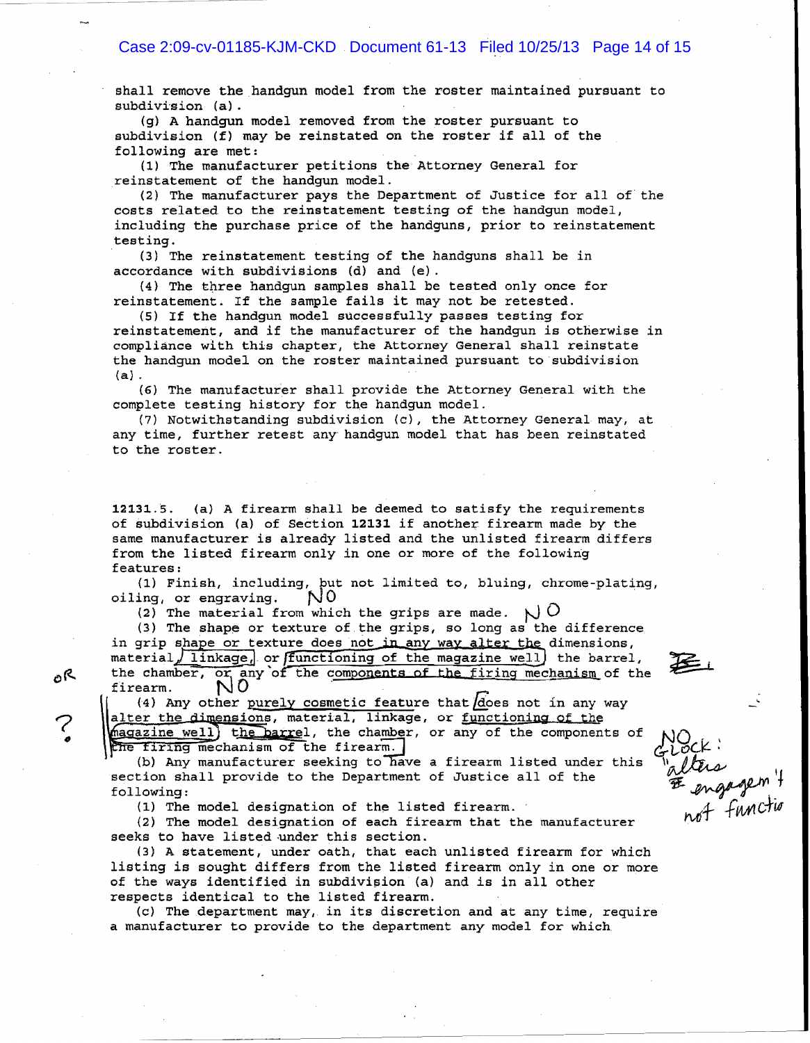shall remove the handgun model from the roster maintained pursuant to subdivision (a).

(g) A handgun model removed from the roster pursuant to subdivision (f) may be reinstated on the roster if all of the following are met:

(1) The manufacturer petitions the Attorney General for reinstatement of the handgun model.

(2) The manufacturer pays the Department of Justice for all of the costs related to the reinstatement testing of the handgun model, including the purchase price of the handguns, prior to reinstatement testing.

(3) The reinstatement testing of the handguns shall be in accordance with subdivisions (d) and (e).

(4) The three handgun samples shall be tested only once for reinstatement. If the sample fails it may not be retested.

(5) If the handgun model successfully passes testing for reinstatement, and if the manufacturer of the handgun is otherwise in compliance with this chapter, the Attorney General shall reinstate the handgun model on the roster maintained pursuant to subdivision (a).

(6) The manufacturer shall provide the Attorney General with the complete testing history for the handgun model.

(7) Notwithstanding subdivision (c), the Attorney General may, at any time, further retest any handgun model that has been reinstated to the roster.

12131.5. (a) A firearm shall be deemed to satisfy the requirements of subdivision (a) of Section 12131 if another firearm made by the same manufacturer is already listed and the unlisted firearm differs from the listed firearm only in one or more of the following features:

(1) Finish, including, but not limited to, bluing, chrome-plating, oiling, or engraving. NO

(2) The material from which the grips are made. NO

(3) The shape or texture of the grips, so long as the difference in grip shape or texture does not in any way alter the dimensions, material, linkage, or functioning of the magazine well, the barrel, the chamber, or any of the components of the firing mechanism of the firearm. NO

OR ?

(4) Any other purely cosmetic feature that does not in any way alter the dimensions, material, linkage, or functioning of the magazine well, the barrel, the chamber, or any of the components of the firing mechanism of the firearm.

NO GLOCK: "alters engagem't not functio

(b) Any manufacturer seeking to have a firearm listed under this section shall provide to the Department of Justice all of the following:

(1) The model designation of the listed firearm.

(2) The model designation of each firearm that the manufacturer seeks to have listed under this section.

(3) A statement, under oath, that each unlisted firearm for which listing is sought differs from the listed firearm only in one or more of the ways identified in subdivision (a) and is in all other respects identical to the listed firearm.

(c) The department may, in its discretion and at any time, require a manufacturer to provide to the department any model for which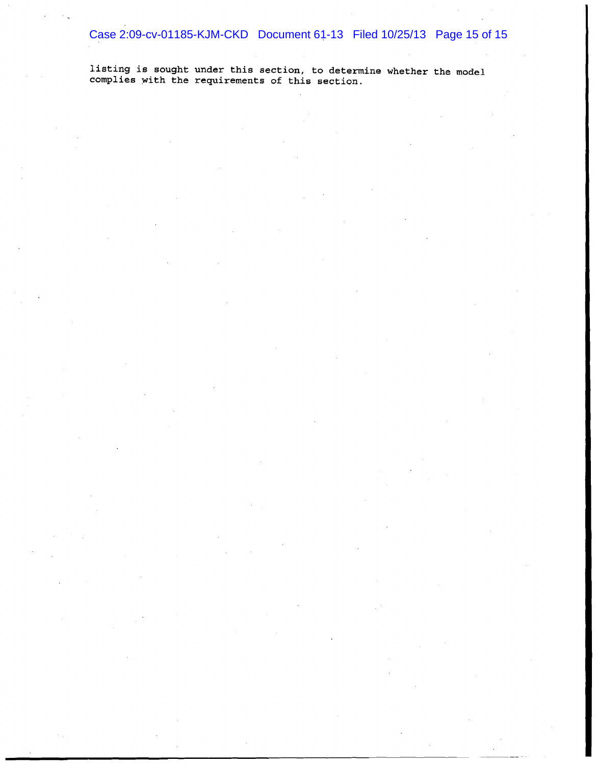listing is sought under this section, to determine whether the model complies with the requirements of this section.